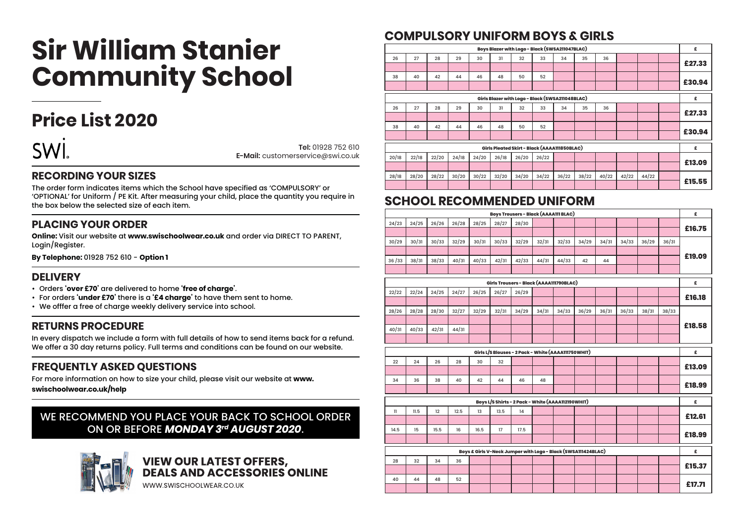# Sir William Stanier Community School

## Price List 2020

SWI

**Tel:** 01928 752 610
**E-Mail:** customerservice@swi.co.uk

### RECORDING YOUR SIZES

The order form indicates items which the School have specified as 'COMPULSORY' or 'OPTIONAL' for Uniform / PE Kit. After measuring your child, place the quantity you require in the box below the selected size of each item.

### PLACING YOUR ORDER

**Online:** Visit our website at **www.swischoolwear.co.uk** and order via DIRECT TO PARENT, Login/Register.

**By Telephone:** 01928 752 610 - **Option 1**

### DELIVERY

- Orders **'over £70'** are delivered to home **'free of charge'**.
- For orders **'under £70'** there is a **'£4 charge'** to have them sent to home.
- We offfer a free of charge weekly delivery service into school.

### RETURNS PROCEDURE

In every dispatch we include a form with full details of how to send items back for a refund. We offer a 30 day returns policy. Full terms and conditions can be found on our website.

### FREQUENTLY ASKED QUESTIONS

For more information on how to size your child, please visit our website at **www.swischoolwear.co.uk/help**

WE RECOMMEND YOU PLACE YOUR BACK TO SCHOOL ORDER ON OR BEFORE ***MONDAY 3rd AUGUST 2020***.

## VIEW OUR LATEST OFFERS, DEALS AND ACCESSORIES ONLINE

WWW.SWISCHOOLWEAR.CO.UK

## COMPULSORY UNIFORM BOYS & GIRLS

| Boys Blazer with Logo - Black (SWSA211047BLAC) | | | | | | | | | | | | | | £ |
|---|---|---|---|---|---|---|---|---|---|---|---|---|---|---|
| 26 | 27 | 28 | 29 | 30 | 31 | 32 | 33 | 34 | 35 | 36 | | | | £27.33 |
| 38 | 40 | 42 | 44 | 46 | 48 | 50 | 52 | | | | | | | £30.94 |

| Girls Blazer with Logo - Black (SWSA211048BLAC) | | | | | | | | | | | | | | £ |
|---|---|---|---|---|---|---|---|---|---|---|---|---|---|---|
| 26 | 27 | 28 | 29 | 30 | 31 | 32 | 33 | 34 | 35 | 36 | | | | £27.33 |
| 38 | 40 | 42 | 44 | 46 | 48 | 50 | 52 | | | | | | | £30.94 |

| Girls Pleated Skirt - Black (AAAA111850BLAC) | | | | | | | | | | | | | | £ |
|---|---|---|---|---|---|---|---|---|---|---|---|---|---|---|
| 20/18 | 22/18 | 22/20 | 24/18 | 24/20 | 26/18 | 26/20 | 26/22 | | | | | | | £13.09 |
| 28/18 | 28/20 | 28/22 | 30/20 | 30/22 | 32/20 | 34/20 | 34/22 | 36/22 | 38/22 | 40/22 | 42/22 | 44/22 | | £15.55 |

## SCHOOL RECOMMENDED UNIFORM

| Boys Trousers - Black (AAAA111 BLAC) | | | | | | | | | | | | | | £ |
|---|---|---|---|---|---|---|---|---|---|---|---|---|---|---|
| 24/23 | 24/25 | 26/26 | 26/28 | 28/25 | 28/27 | 28/30 | | | | | | | | £16.75 |
| 30/29 | 30/31 | 30/33 | 32/29 | 30/31 | 30/33 | 32/29 | 32/31 | 32/33 | 34/29 | 34/31 | 34/33 | 36/29 | 36/31 | £19.09 |
| 36 /33 | 38/31 | 38/33 | 40/31 | 40/33 | 42/31 | 42/33 | 44/31 | 44/33 | 42 | 44 | | | | |

| Girls Trousers - Black (AAAA111790BLAC) | | | | | | | | | | | | | | £ |
|---|---|---|---|---|---|---|---|---|---|---|---|---|---|---|
| 22/22 | 22/24 | 24/25 | 24/27 | 26/25 | 26/27 | 26/29 | | | | | | | | £16.18 |
| 28/26 | 28/28 | 28/30 | 32/27 | 32/29 | 32/31 | 34/29 | 34/31 | 34/33 | 36/29 | 36/31 | 36/33 | 38/31 | 38/33 | £18.58 |
| 40/31 | 40/33 | 42/31 | 44/31 | | | | | | | | | | | |

| Girls L/S Blouses - 2 Pack - White (AAAA111750WHIT) | | | | | | | | | | | | | | £ |
|---|---|---|---|---|---|---|---|---|---|---|---|---|---|---|
| 22 | 24 | 26 | 28 | 30 | 32 | | | | | | | | | £13.09 |
| 34 | 36 | 38 | 40 | 42 | 44 | 46 | 48 | | | | | | | £18.99 |

| Boys L/S Shirts - 2 Pack - White (AAAA112190WHIT) | | | | | | | | | | | | | | £ |
|---|---|---|---|---|---|---|---|---|---|---|---|---|---|---|
| 11 | 11.5 | 12 | 12.5 | 13 | 13.5 | 14 | | | | | | | | £12.61 |
| 14.5 | 15 | 15.5 | 16 | 16.5 | 17 | 17.5 | | | | | | | | £18.99 |

| Boys & Girls V-Neck Jumper with Logo - Black (SWSA111424BLAC) | | | | | | | | | | | | | | £ |
|---|---|---|---|---|---|---|---|---|---|---|---|---|---|---|
| 28 | 32 | 34 | 36 | | | | | | | | | | | £15.37 |
| 40 | 44 | 48 | 52 | | | | | | | | | | | £17.71 |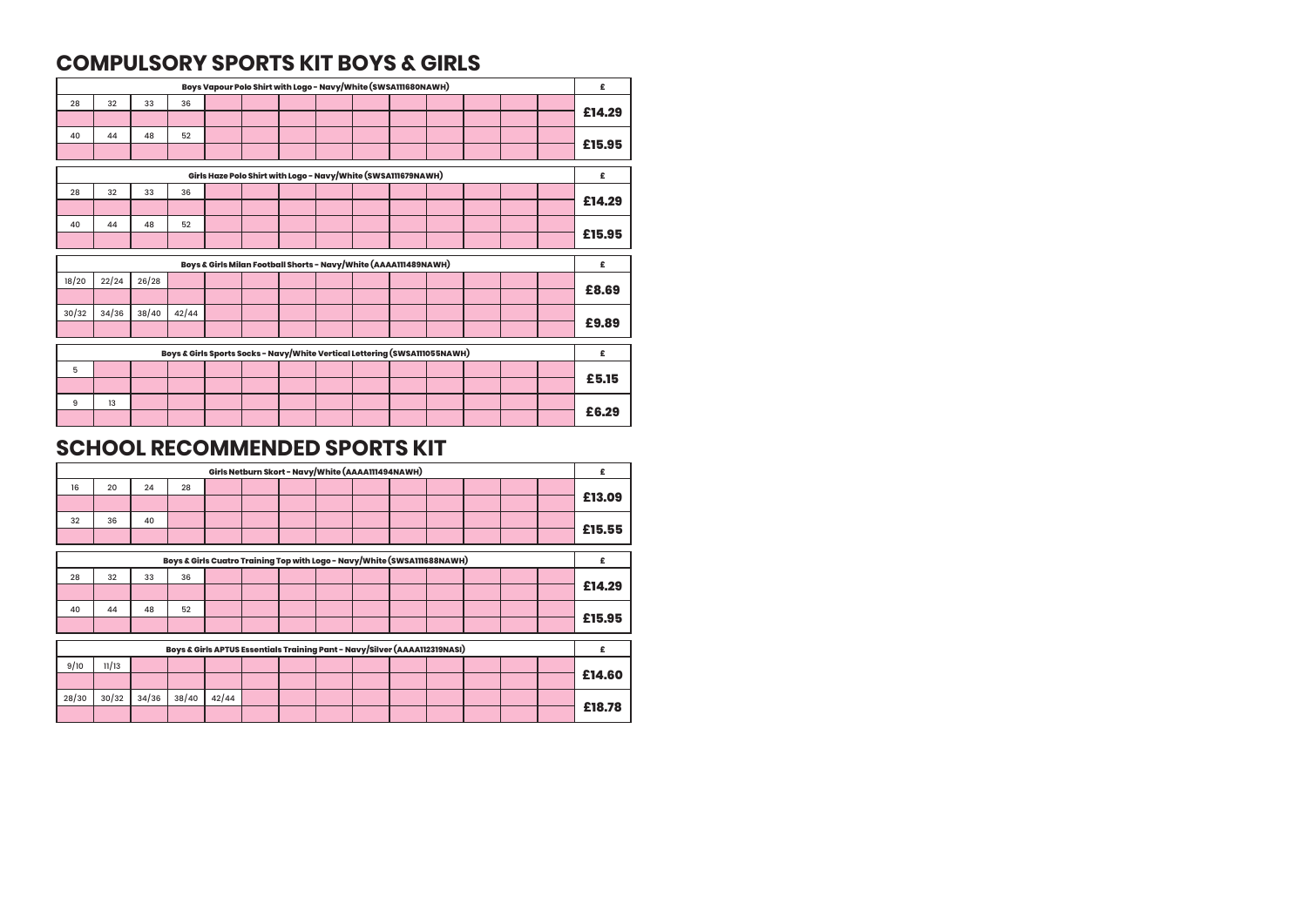## COMPULSORY SPORTS KIT BOYS & GIRLS

| Boys Vapour Polo Shirt with Logo - Navy/White (SWSA111680NAWH) | | | | | | | | | | | | | | £ |
|---|---|---|---|---|---|---|---|---|---|---|---|---|---|---|
| 28 | 32 | 33 | 36 | | | | | | | | | | | £14.29 |
| | | | | | | | | | | | | | | |
| 40 | 44 | 48 | 52 | | | | | | | | | | | £15.95 |
| | | | | | | | | | | | | | | |

| Girls Haze Polo Shirt with Logo - Navy/White (SWSA111679NAWH) | | | | | | | | | | | | | | £ |
|---|---|---|---|---|---|---|---|---|---|---|---|---|---|---|
| 28 | 32 | 33 | 36 | | | | | | | | | | | £14.29 |
| | | | | | | | | | | | | | | |
| 40 | 44 | 48 | 52 | | | | | | | | | | | £15.95 |
| | | | | | | | | | | | | | | |

| Boys & Girls Milan Football Shorts - Navy/White (AAAA111489NAWH) | | | | | | | | | | | | | | £ |
|---|---|---|---|---|---|---|---|---|---|---|---|---|---|---|
| 18/20 | 22/24 | 26/28 | | | | | | | | | | | | £8.69 |
| | | | | | | | | | | | | | | |
| 30/32 | 34/36 | 38/40 | 42/44 | | | | | | | | | | | £9.89 |
| | | | | | | | | | | | | | | |

| Boys & Girls Sports Socks - Navy/White Vertical Lettering (SWSA111055NAWH) | | | | | | | | | | | | | | £ |
|---|---|---|---|---|---|---|---|---|---|---|---|---|---|---|
| 5 | | | | | | | | | | | | | | £5.15 |
| | | | | | | | | | | | | | | |
| 9 | 13 | | | | | | | | | | | | | £6.29 |
| | | | | | | | | | | | | | | |

## SCHOOL RECOMMENDED SPORTS KIT

| Girls Netburn Skort - Navy/White (AAAA111494NAWH) | | | | | | | | | | | | | | £ |
|---|---|---|---|---|---|---|---|---|---|---|---|---|---|---|
| 16 | 20 | 24 | 28 | | | | | | | | | | | £13.09 |
| | | | | | | | | | | | | | | |
| 32 | 36 | 40 | | | | | | | | | | | | £15.55 |
| | | | | | | | | | | | | | | |

| Boys & Girls Cuatro Training Top with Logo - Navy/White (SWSA111688NAWH) | | | | | | | | | | | | | | £ |
|---|---|---|---|---|---|---|---|---|---|---|---|---|---|---|
| 28 | 32 | 33 | 36 | | | | | | | | | | | £14.29 |
| | | | | | | | | | | | | | | |
| 40 | 44 | 48 | 52 | | | | | | | | | | | £15.95 |
| | | | | | | | | | | | | | | |

| Boys & Girls APTUS Essentials Training Pant - Navy/Silver (AAAA112319NASI) | | | | | | | | | | | | | | £ |
|---|---|---|---|---|---|---|---|---|---|---|---|---|---|---|
| 9/10 | 11/13 | | | | | | | | | | | | | £14.60 |
| | | | | | | | | | | | | | | |
| 28/30 | 30/32 | 34/36 | 38/40 | 42/44 | | | | | | | | | | £18.78 |
| | | | | | | | | | | | | | | |